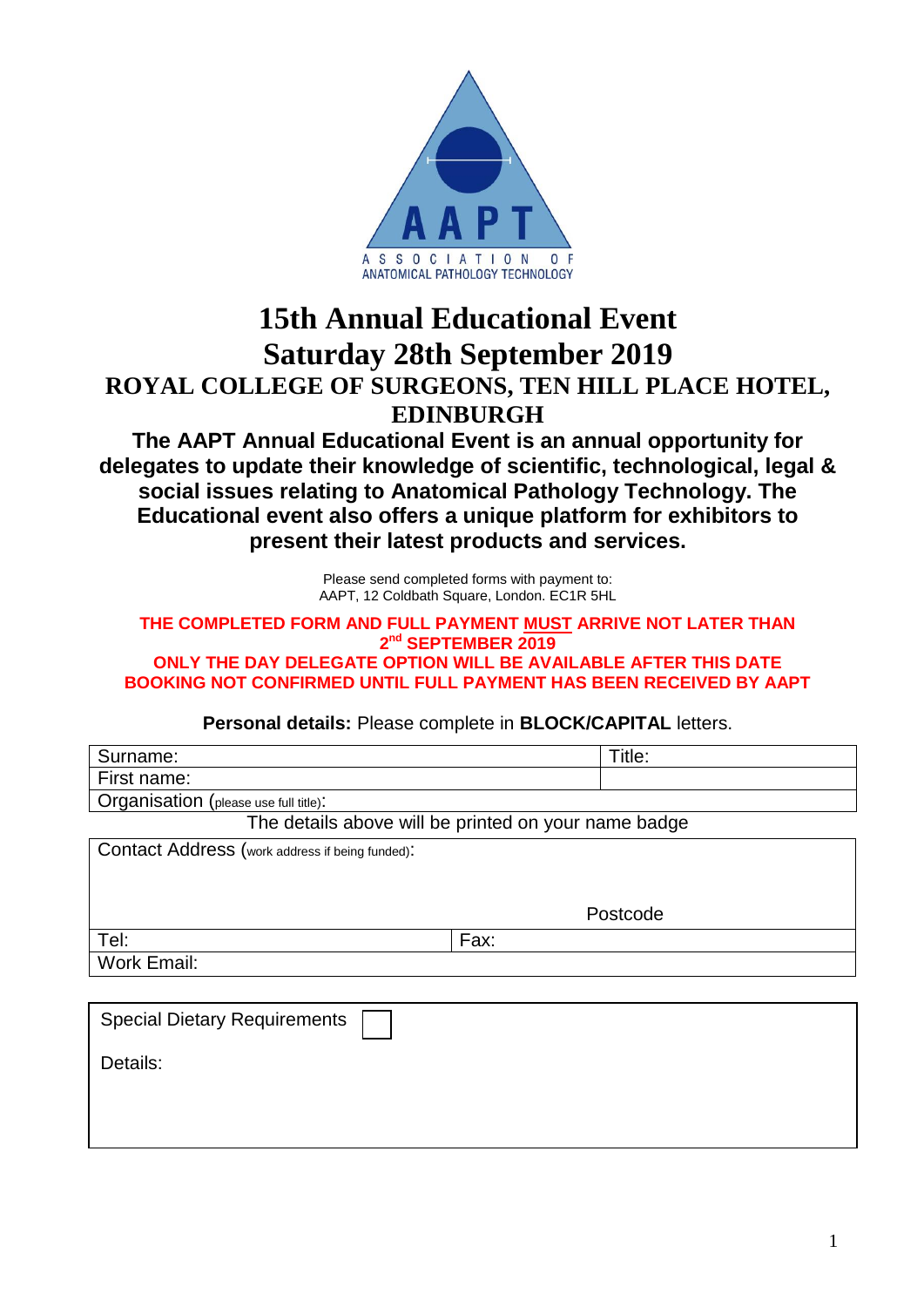AAPT

ASSOCIATION OF ANATOMICAL PATHOLOGY TECHNOLOGY

# 15th Annual Educational Event

# Saturday 28th September 2019

## ROYAL COLLEGE OF SURGEONS, TEN HILL PLACE HOTEL, EDINBURGH

**The AAPT Annual Educational Event is an annual opportunity for delegates to update their knowledge of scientific, technological, legal & social issues relating to Anatomical Pathology Technology. The Educational event also offers a unique platform for exhibitors to present their latest products and services.**

Please send completed forms with payment to:
AAPT, 12 Coldbath Square, London. EC1R 5HL

**THE COMPLETED FORM AND FULL PAYMENT MUST ARRIVE NOT LATER THAN 2nd SEPTEMBER 2019**
**ONLY THE DAY DELEGATE OPTION WILL BE AVAILABLE AFTER THIS DATE**
**BOOKING NOT CONFIRMED UNTIL FULL PAYMENT HAS BEEN RECEIVED BY AAPT**

**Personal details:** Please complete in **BLOCK/CAPITAL** letters.

| Surname: | Title: |
|---|---|
| First name: | |
| Organisation (please use full title): | |

The details above will be printed on your name badge

| Contact Address (work address if being funded): | |
|---|---|
| Postcode | |
| Tel: | Fax: |
| Work Email: | |

| Special Dietary Requirements ☐ |
|---|
| Details: |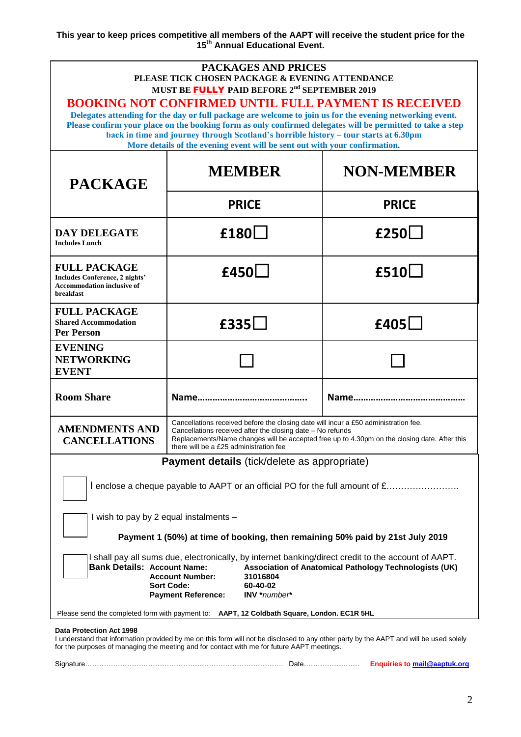**This year to keep prices competitive all members of the AAPT will receive the student price for the 15th Annual Educational Event.**

## PACKAGES AND PRICES

**PLEASE TICK CHOSEN PACKAGE & EVENING ATTENDANCE**

**MUST BE FULLY PAID BEFORE 2nd SEPTEMBER 2019**

**BOOKING NOT CONFIRMED UNTIL FULL PAYMENT IS RECEIVED**

**Delegates attending for the day or full package are welcome to join us for the evening networking event. Please confirm your place on the booking form as only confirmed delegates will be permitted to take a step back in time and journey through Scotland's horrible history – tour starts at 6.30pm**

**More details of the evening event will be sent out with your confirmation.**

| PACKAGE | MEMBER | NON-MEMBER |
|---|---|---|
| | **PRICE** | **PRICE** |
| **DAY DELEGATE** Includes Lunch | £180☐ | £250☐ |
| **FULL PACKAGE** Includes Conference, 2 nights' Accommodation inclusive of breakfast | £450☐ | £510☐ |
| **FULL PACKAGE** Shared Accommodation **Per Person** | £335☐ | £405☐ |
| **EVENING NETWORKING EVENT** | ☐ | ☐ |
| **Room Share** | Name…………………………………… | Name…………………………………… |
| **AMENDMENTS AND CANCELLATIONS** | Cancellations received before the closing date will incur a £50 administration fee. Cancellations received after the closing date – No refunds. Replacements/Name changes will be accepted free up to 4.30pm on the closing date. After this there will be a £25 administration fee | |

**Payment details** (tick/delete as appropriate)

☐ I enclose a cheque payable to AAPT or an official PO for the full amount of £…………………….

☐ I wish to pay by 2 equal instalments –

**Payment 1 (50%) at time of booking, then remaining 50% paid by 21st July 2019**

☐ I shall pay all sums due, electronically, by internet banking/direct credit to the account of AAPT.

**Bank Details:**
**Account Name:** **Association of Anatomical Pathology Technologists (UK)**
**Account Number:** **31016804**
**Sort Code:** **60-40-02**
**Payment Reference:** **INV** ***number***

Please send the completed form with payment to: **AAPT, 12 Coldbath Square, London. EC1R 5HL**

**Data Protection Act 1998**

I understand that information provided by me on this form will not be disclosed to any other party by the AAPT and will be used solely for the purposes of managing the meeting and for contact with me for future AAPT meetings.

Signature………………………………………………………………………… Date…………………… **Enquiries to mail@aaptuk.org**